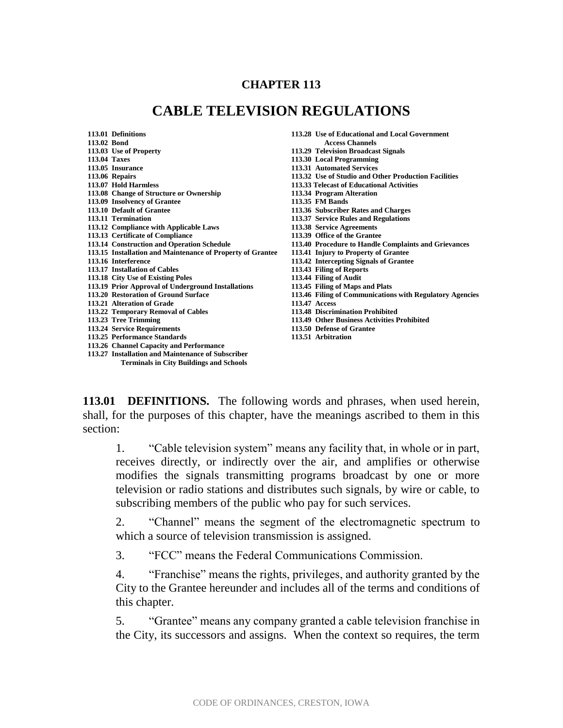# CHAPTER 113

# CABLE TELEVISION REGULATIONS

- **113.01 Definitions**
- **113.02 Bond**
- **113.03 Use of Property**
- **113.04 Taxes**
- **113.05 Insurance**
- **113.06 Repairs**
- **113.07 Hold Harmless**
- **113.08 Change of Structure or Ownership**
- **113.09 Insolvency of Grantee**
- **113.10 Default of Grantee**
- **113.11 Termination**
- **113.12 Compliance with Applicable Laws**
- **113.13 Certificate of Compliance**
- **113.14 Construction and Operation Schedule**
- **113.15 Installation and Maintenance of Property of Grantee**
- **113.16 Interference**
- **113.17 Installation of Cables**
- **113.18 City Use of Existing Poles**
- **113.19 Prior Approval of Underground Installations**
- **113.20 Restoration of Ground Surface**
- **113.21 Alteration of Grade**
- **113.22 Temporary Removal of Cables**
- **113.23 Tree Trimming**
- **113.24 Service Requirements**
- **113.25 Performance Standards**
- **113.26 Channel Capacity and Performance**
- **113.27 Installation and Maintenance of Subscriber Terminals in City Buildings and Schools**
- **113.28 Use of Educational and Local Government Access Channels**
- **113.29 Television Broadcast Signals**
- **113.30 Local Programming**
- **113.31 Automated Services**
- **113.32 Use of Studio and Other Production Facilities**
- **113.33 Telecast of Educational Activities**
- **113.34 Program Alteration**
- **113.35 FM Bands**
- **113.36 Subscriber Rates and Charges**
- **113.37 Service Rules and Regulations**
- **113.38 Service Agreements**
- **113.39 Office of the Grantee**
- **113.40 Procedure to Handle Complaints and Grievances**
- **113.41 Injury to Property of Grantee**
- **113.42 Intercepting Signals of Grantee**
- **113.43 Filing of Reports**
- **113.44 Filing of Audit**
- **113.45 Filing of Maps and Plats**
- **113.46 Filing of Communications with Regulatory Agencies**
- **113.47 Access**
- **113.48 Discrimination Prohibited**
- **113.49 Other Business Activities Prohibited**
- **113.50 Defense of Grantee**
- **113.51 Arbitration**

**113.01 DEFINITIONS.** The following words and phrases, when used herein, shall, for the purposes of this chapter, have the meanings ascribed to them in this section:

1. "Cable television system" means any facility that, in whole or in part, receives directly, or indirectly over the air, and amplifies or otherwise modifies the signals transmitting programs broadcast by one or more television or radio stations and distributes such signals, by wire or cable, to subscribing members of the public who pay for such services.

2. "Channel" means the segment of the electromagnetic spectrum to which a source of television transmission is assigned.

3. "FCC" means the Federal Communications Commission.

4. "Franchise" means the rights, privileges, and authority granted by the City to the Grantee hereunder and includes all of the terms and conditions of this chapter.

5. "Grantee" means any company granted a cable television franchise in the City, its successors and assigns. When the context so requires, the term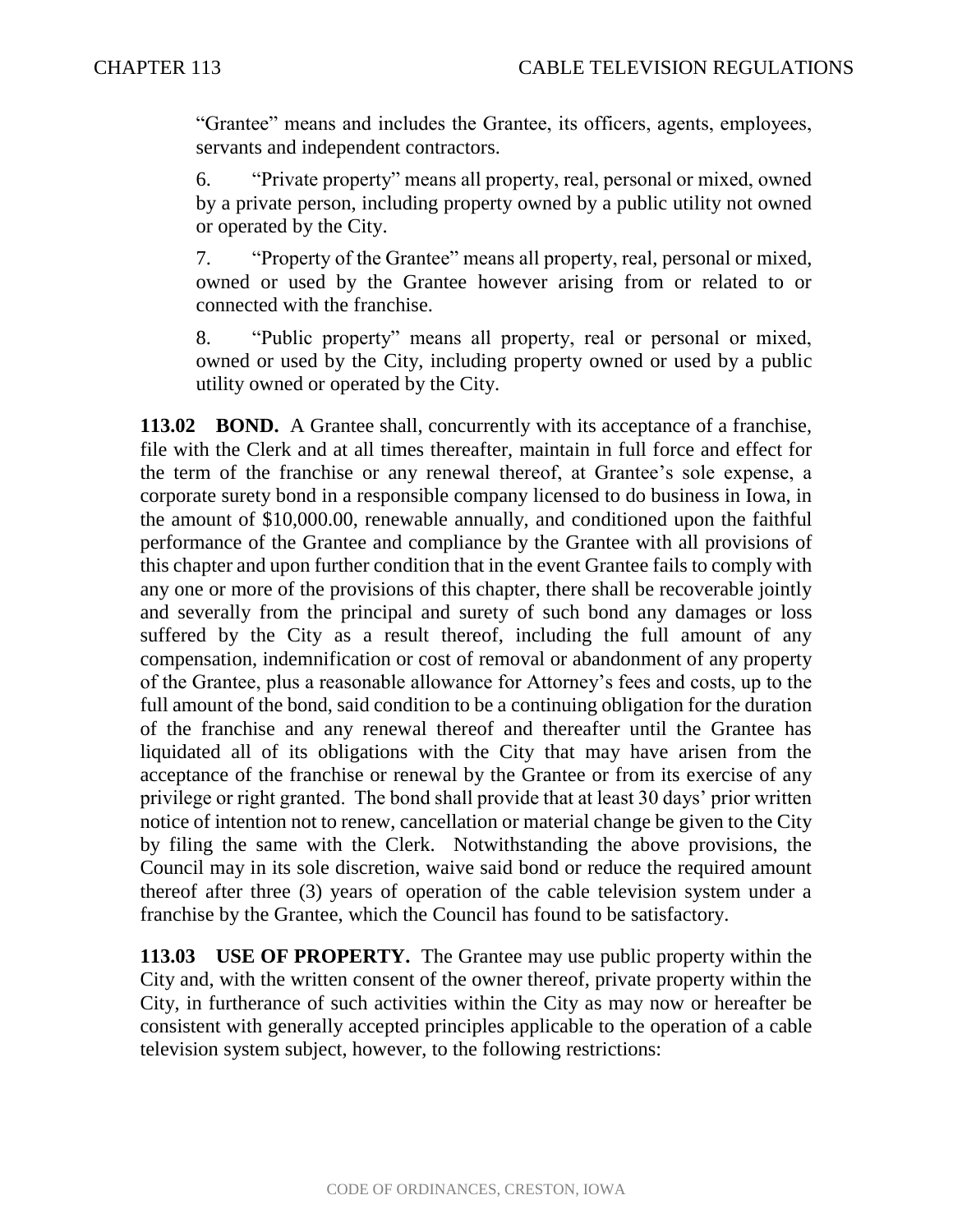"Grantee" means and includes the Grantee, its officers, agents, employees, servants and independent contractors.

6. "Private property" means all property, real, personal or mixed, owned by a private person, including property owned by a public utility not owned or operated by the City.

7. "Property of the Grantee" means all property, real, personal or mixed, owned or used by the Grantee however arising from or related to or connected with the franchise.

8. "Public property" means all property, real or personal or mixed, owned or used by the City, including property owned or used by a public utility owned or operated by the City.

**113.02 BOND.** A Grantee shall, concurrently with its acceptance of a franchise, file with the Clerk and at all times thereafter, maintain in full force and effect for the term of the franchise or any renewal thereof, at Grantee's sole expense, a corporate surety bond in a responsible company licensed to do business in Iowa, in the amount of $10,000.00, renewable annually, and conditioned upon the faithful performance of the Grantee and compliance by the Grantee with all provisions of this chapter and upon further condition that in the event Grantee fails to comply with any one or more of the provisions of this chapter, there shall be recoverable jointly and severally from the principal and surety of such bond any damages or loss suffered by the City as a result thereof, including the full amount of any compensation, indemnification or cost of removal or abandonment of any property of the Grantee, plus a reasonable allowance for Attorney's fees and costs, up to the full amount of the bond, said condition to be a continuing obligation for the duration of the franchise and any renewal thereof and thereafter until the Grantee has liquidated all of its obligations with the City that may have arisen from the acceptance of the franchise or renewal by the Grantee or from its exercise of any privilege or right granted. The bond shall provide that at least 30 days' prior written notice of intention not to renew, cancellation or material change be given to the City by filing the same with the Clerk. Notwithstanding the above provisions, the Council may in its sole discretion, waive said bond or reduce the required amount thereof after three (3) years of operation of the cable television system under a franchise by the Grantee, which the Council has found to be satisfactory.

**113.03 USE OF PROPERTY.** The Grantee may use public property within the City and, with the written consent of the owner thereof, private property within the City, in furtherance of such activities within the City as may now or hereafter be consistent with generally accepted principles applicable to the operation of a cable television system subject, however, to the following restrictions: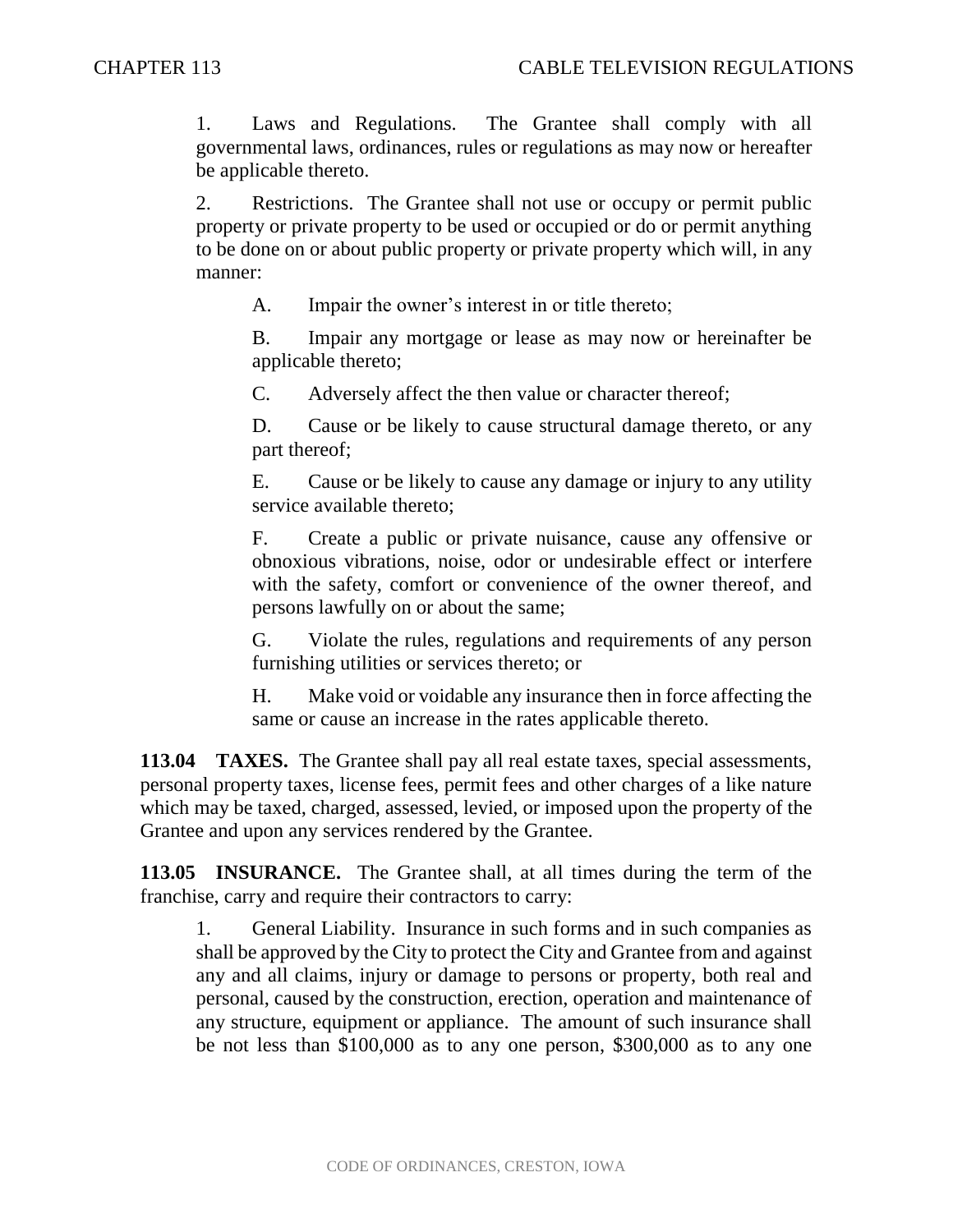1. Laws and Regulations. The Grantee shall comply with all governmental laws, ordinances, rules or regulations as may now or hereafter be applicable thereto.

2. Restrictions. The Grantee shall not use or occupy or permit public property or private property to be used or occupied or do or permit anything to be done on or about public property or private property which will, in any manner:

A. Impair the owner's interest in or title thereto;

B. Impair any mortgage or lease as may now or hereinafter be applicable thereto;

C. Adversely affect the then value or character thereof;

D. Cause or be likely to cause structural damage thereto, or any part thereof;

E. Cause or be likely to cause any damage or injury to any utility service available thereto;

F. Create a public or private nuisance, cause any offensive or obnoxious vibrations, noise, odor or undesirable effect or interfere with the safety, comfort or convenience of the owner thereof, and persons lawfully on or about the same;

G. Violate the rules, regulations and requirements of any person furnishing utilities or services thereto; or

H. Make void or voidable any insurance then in force affecting the same or cause an increase in the rates applicable thereto.

**113.04 TAXES.** The Grantee shall pay all real estate taxes, special assessments, personal property taxes, license fees, permit fees and other charges of a like nature which may be taxed, charged, assessed, levied, or imposed upon the property of the Grantee and upon any services rendered by the Grantee.

**113.05 INSURANCE.** The Grantee shall, at all times during the term of the franchise, carry and require their contractors to carry:

1. General Liability. Insurance in such forms and in such companies as shall be approved by the City to protect the City and Grantee from and against any and all claims, injury or damage to persons or property, both real and personal, caused by the construction, erection, operation and maintenance of any structure, equipment or appliance. The amount of such insurance shall be not less than $100,000 as to any one person, $300,000 as to any one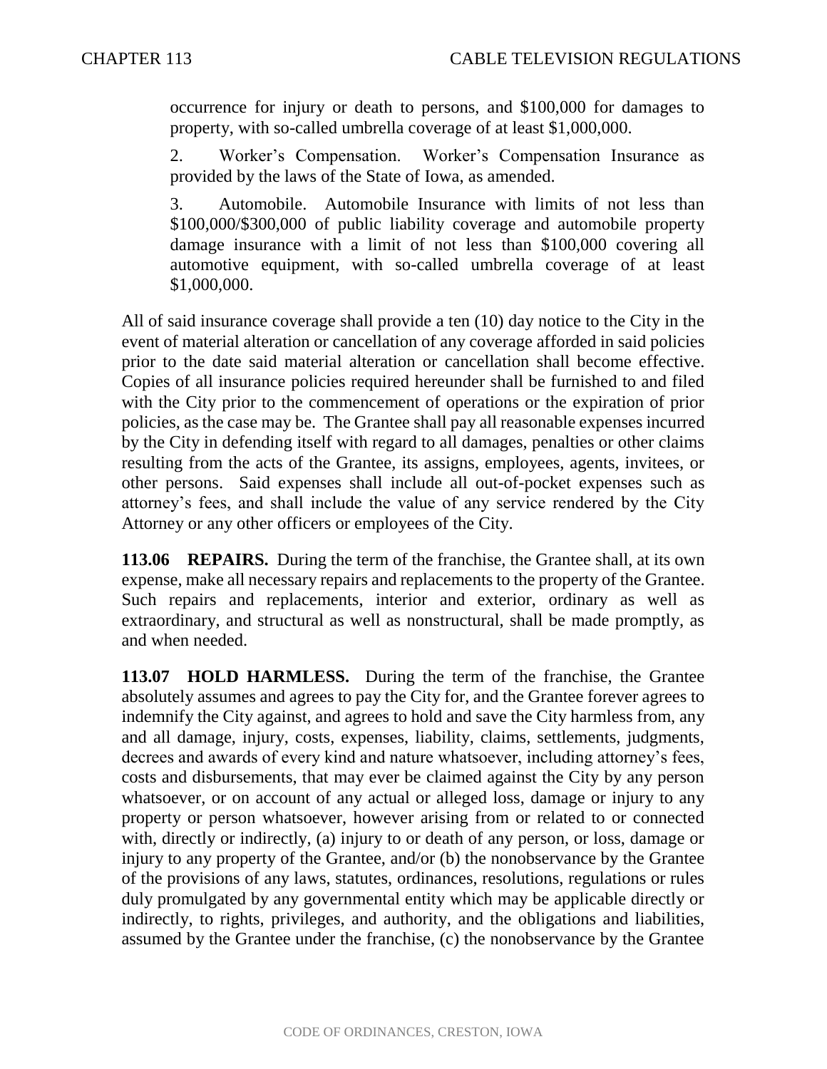occurrence for injury or death to persons, and $100,000 for damages to property, with so-called umbrella coverage of at least $1,000,000.

2. Worker's Compensation. Worker's Compensation Insurance as provided by the laws of the State of Iowa, as amended.

3. Automobile. Automobile Insurance with limits of not less than $100,000/$300,000 of public liability coverage and automobile property damage insurance with a limit of not less than $100,000 covering all automotive equipment, with so-called umbrella coverage of at least $1,000,000.

All of said insurance coverage shall provide a ten (10) day notice to the City in the event of material alteration or cancellation of any coverage afforded in said policies prior to the date said material alteration or cancellation shall become effective. Copies of all insurance policies required hereunder shall be furnished to and filed with the City prior to the commencement of operations or the expiration of prior policies, as the case may be. The Grantee shall pay all reasonable expenses incurred by the City in defending itself with regard to all damages, penalties or other claims resulting from the acts of the Grantee, its assigns, employees, agents, invitees, or other persons. Said expenses shall include all out-of-pocket expenses such as attorney's fees, and shall include the value of any service rendered by the City Attorney or any other officers or employees of the City.

**113.06 REPAIRS.** During the term of the franchise, the Grantee shall, at its own expense, make all necessary repairs and replacements to the property of the Grantee. Such repairs and replacements, interior and exterior, ordinary as well as extraordinary, and structural as well as nonstructural, shall be made promptly, as and when needed.

**113.07 HOLD HARMLESS.** During the term of the franchise, the Grantee absolutely assumes and agrees to pay the City for, and the Grantee forever agrees to indemnify the City against, and agrees to hold and save the City harmless from, any and all damage, injury, costs, expenses, liability, claims, settlements, judgments, decrees and awards of every kind and nature whatsoever, including attorney's fees, costs and disbursements, that may ever be claimed against the City by any person whatsoever, or on account of any actual or alleged loss, damage or injury to any property or person whatsoever, however arising from or related to or connected with, directly or indirectly, (a) injury to or death of any person, or loss, damage or injury to any property of the Grantee, and/or (b) the nonobservance by the Grantee of the provisions of any laws, statutes, ordinances, resolutions, regulations or rules duly promulgated by any governmental entity which may be applicable directly or indirectly, to rights, privileges, and authority, and the obligations and liabilities, assumed by the Grantee under the franchise, (c) the nonobservance by the Grantee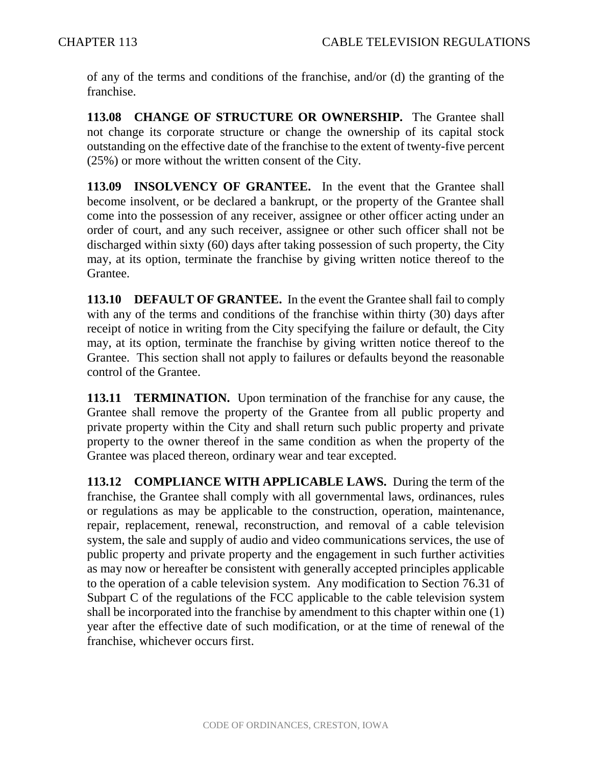of any of the terms and conditions of the franchise, and/or (d) the granting of the franchise.

**113.08 CHANGE OF STRUCTURE OR OWNERSHIP.** The Grantee shall not change its corporate structure or change the ownership of its capital stock outstanding on the effective date of the franchise to the extent of twenty-five percent (25%) or more without the written consent of the City.

**113.09 INSOLVENCY OF GRANTEE.** In the event that the Grantee shall become insolvent, or be declared a bankrupt, or the property of the Grantee shall come into the possession of any receiver, assignee or other officer acting under an order of court, and any such receiver, assignee or other such officer shall not be discharged within sixty (60) days after taking possession of such property, the City may, at its option, terminate the franchise by giving written notice thereof to the Grantee.

**113.10 DEFAULT OF GRANTEE.** In the event the Grantee shall fail to comply with any of the terms and conditions of the franchise within thirty (30) days after receipt of notice in writing from the City specifying the failure or default, the City may, at its option, terminate the franchise by giving written notice thereof to the Grantee. This section shall not apply to failures or defaults beyond the reasonable control of the Grantee.

**113.11 TERMINATION.** Upon termination of the franchise for any cause, the Grantee shall remove the property of the Grantee from all public property and private property within the City and shall return such public property and private property to the owner thereof in the same condition as when the property of the Grantee was placed thereon, ordinary wear and tear excepted.

**113.12 COMPLIANCE WITH APPLICABLE LAWS.** During the term of the franchise, the Grantee shall comply with all governmental laws, ordinances, rules or regulations as may be applicable to the construction, operation, maintenance, repair, replacement, renewal, reconstruction, and removal of a cable television system, the sale and supply of audio and video communications services, the use of public property and private property and the engagement in such further activities as may now or hereafter be consistent with generally accepted principles applicable to the operation of a cable television system. Any modification to Section 76.31 of Subpart C of the regulations of the FCC applicable to the cable television system shall be incorporated into the franchise by amendment to this chapter within one (1) year after the effective date of such modification, or at the time of renewal of the franchise, whichever occurs first.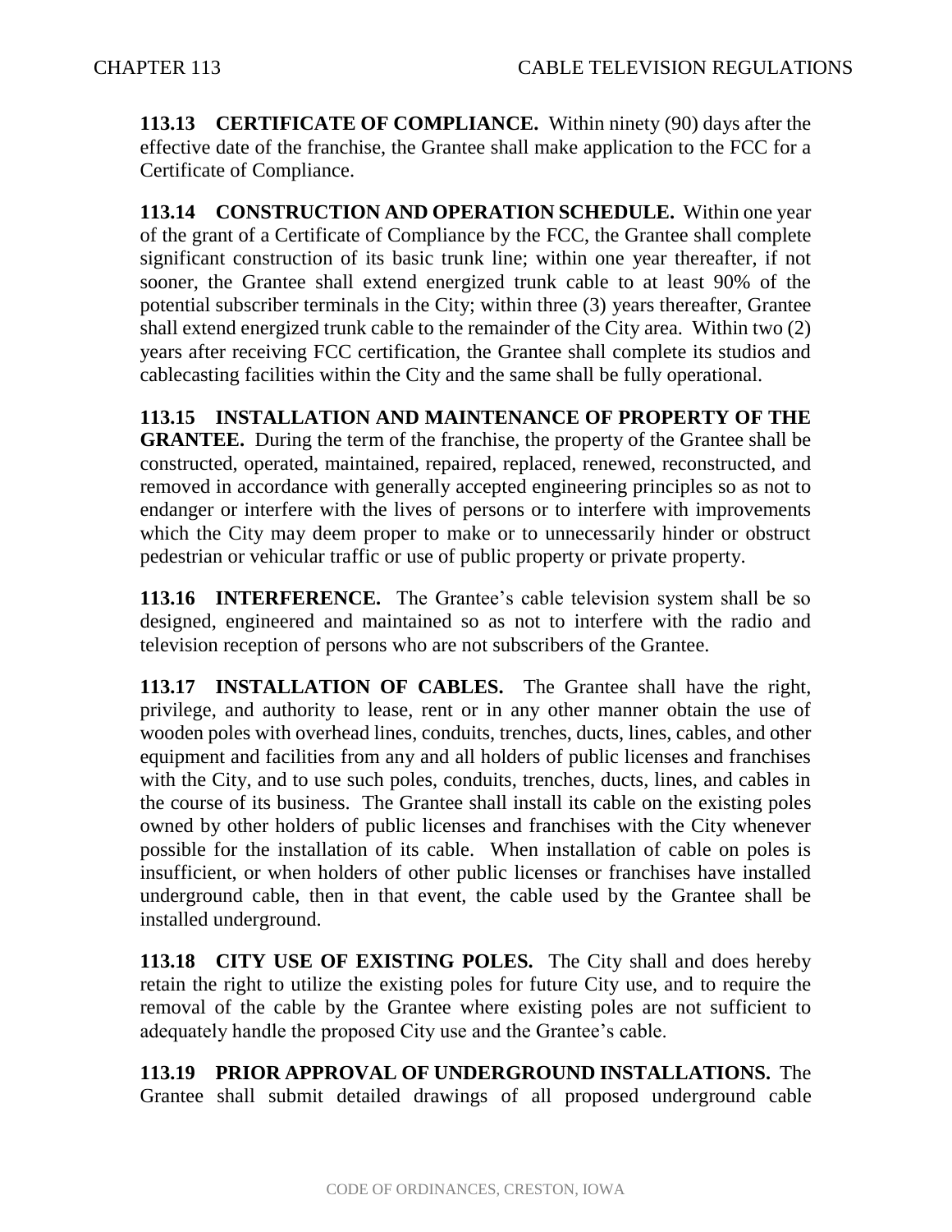**113.13 CERTIFICATE OF COMPLIANCE.** Within ninety (90) days after the effective date of the franchise, the Grantee shall make application to the FCC for a Certificate of Compliance.

**113.14 CONSTRUCTION AND OPERATION SCHEDULE.** Within one year of the grant of a Certificate of Compliance by the FCC, the Grantee shall complete significant construction of its basic trunk line; within one year thereafter, if not sooner, the Grantee shall extend energized trunk cable to at least 90% of the potential subscriber terminals in the City; within three (3) years thereafter, Grantee shall extend energized trunk cable to the remainder of the City area. Within two (2) years after receiving FCC certification, the Grantee shall complete its studios and cablecasting facilities within the City and the same shall be fully operational.

**113.15 INSTALLATION AND MAINTENANCE OF PROPERTY OF THE GRANTEE.** During the term of the franchise, the property of the Grantee shall be constructed, operated, maintained, repaired, replaced, renewed, reconstructed, and removed in accordance with generally accepted engineering principles so as not to endanger or interfere with the lives of persons or to interfere with improvements which the City may deem proper to make or to unnecessarily hinder or obstruct pedestrian or vehicular traffic or use of public property or private property.

**113.16 INTERFERENCE.** The Grantee's cable television system shall be so designed, engineered and maintained so as not to interfere with the radio and television reception of persons who are not subscribers of the Grantee.

**113.17 INSTALLATION OF CABLES.** The Grantee shall have the right, privilege, and authority to lease, rent or in any other manner obtain the use of wooden poles with overhead lines, conduits, trenches, ducts, lines, cables, and other equipment and facilities from any and all holders of public licenses and franchises with the City, and to use such poles, conduits, trenches, ducts, lines, and cables in the course of its business. The Grantee shall install its cable on the existing poles owned by other holders of public licenses and franchises with the City whenever possible for the installation of its cable. When installation of cable on poles is insufficient, or when holders of other public licenses or franchises have installed underground cable, then in that event, the cable used by the Grantee shall be installed underground.

**113.18 CITY USE OF EXISTING POLES.** The City shall and does hereby retain the right to utilize the existing poles for future City use, and to require the removal of the cable by the Grantee where existing poles are not sufficient to adequately handle the proposed City use and the Grantee's cable.

**113.19 PRIOR APPROVAL OF UNDERGROUND INSTALLATIONS.** The Grantee shall submit detailed drawings of all proposed underground cable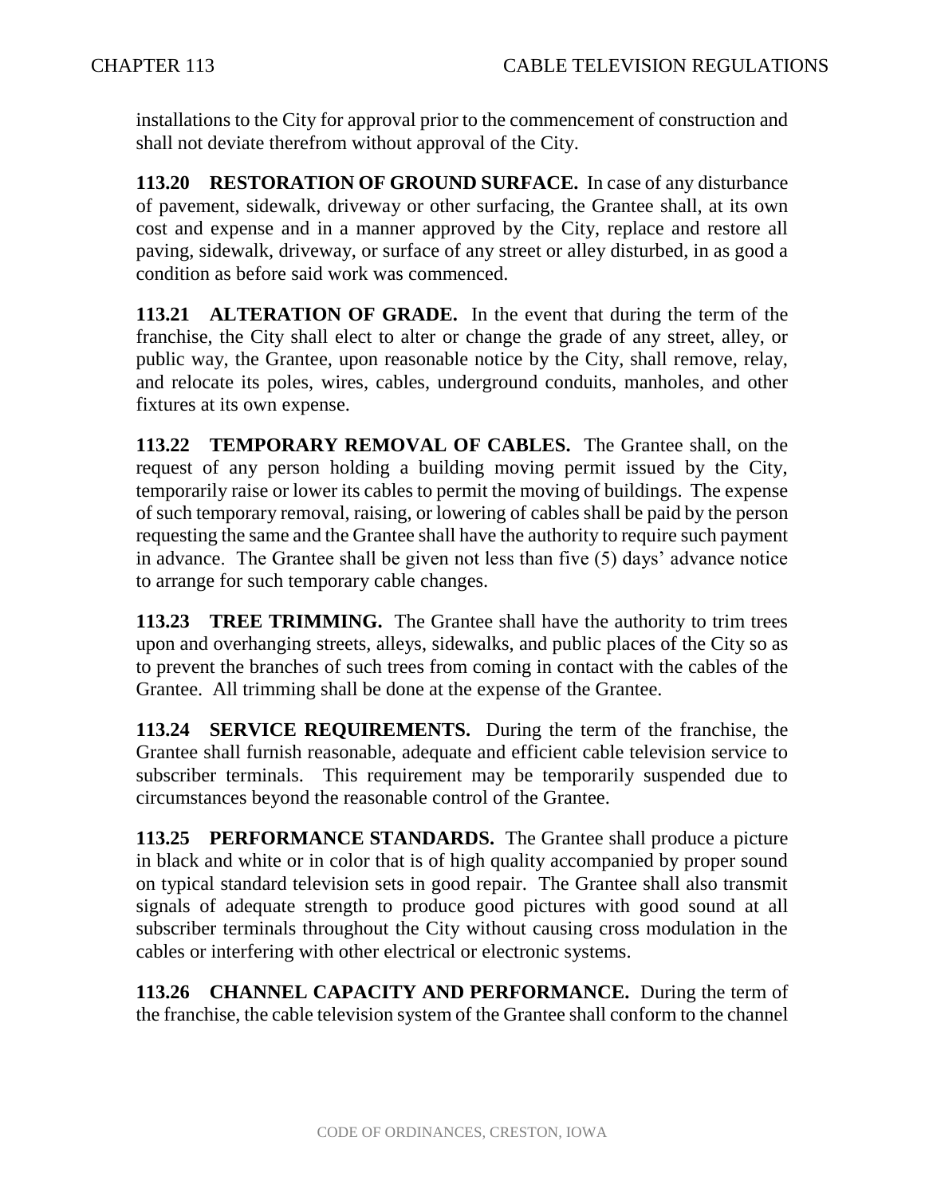installations to the City for approval prior to the commencement of construction and shall not deviate therefrom without approval of the City.

**113.20 RESTORATION OF GROUND SURFACE.** In case of any disturbance of pavement, sidewalk, driveway or other surfacing, the Grantee shall, at its own cost and expense and in a manner approved by the City, replace and restore all paving, sidewalk, driveway, or surface of any street or alley disturbed, in as good a condition as before said work was commenced.

**113.21 ALTERATION OF GRADE.** In the event that during the term of the franchise, the City shall elect to alter or change the grade of any street, alley, or public way, the Grantee, upon reasonable notice by the City, shall remove, relay, and relocate its poles, wires, cables, underground conduits, manholes, and other fixtures at its own expense.

**113.22 TEMPORARY REMOVAL OF CABLES.** The Grantee shall, on the request of any person holding a building moving permit issued by the City, temporarily raise or lower its cables to permit the moving of buildings. The expense of such temporary removal, raising, or lowering of cables shall be paid by the person requesting the same and the Grantee shall have the authority to require such payment in advance. The Grantee shall be given not less than five (5) days' advance notice to arrange for such temporary cable changes.

**113.23 TREE TRIMMING.** The Grantee shall have the authority to trim trees upon and overhanging streets, alleys, sidewalks, and public places of the City so as to prevent the branches of such trees from coming in contact with the cables of the Grantee. All trimming shall be done at the expense of the Grantee.

**113.24 SERVICE REQUIREMENTS.** During the term of the franchise, the Grantee shall furnish reasonable, adequate and efficient cable television service to subscriber terminals. This requirement may be temporarily suspended due to circumstances beyond the reasonable control of the Grantee.

**113.25 PERFORMANCE STANDARDS.** The Grantee shall produce a picture in black and white or in color that is of high quality accompanied by proper sound on typical standard television sets in good repair. The Grantee shall also transmit signals of adequate strength to produce good pictures with good sound at all subscriber terminals throughout the City without causing cross modulation in the cables or interfering with other electrical or electronic systems.

**113.26 CHANNEL CAPACITY AND PERFORMANCE.** During the term of the franchise, the cable television system of the Grantee shall conform to the channel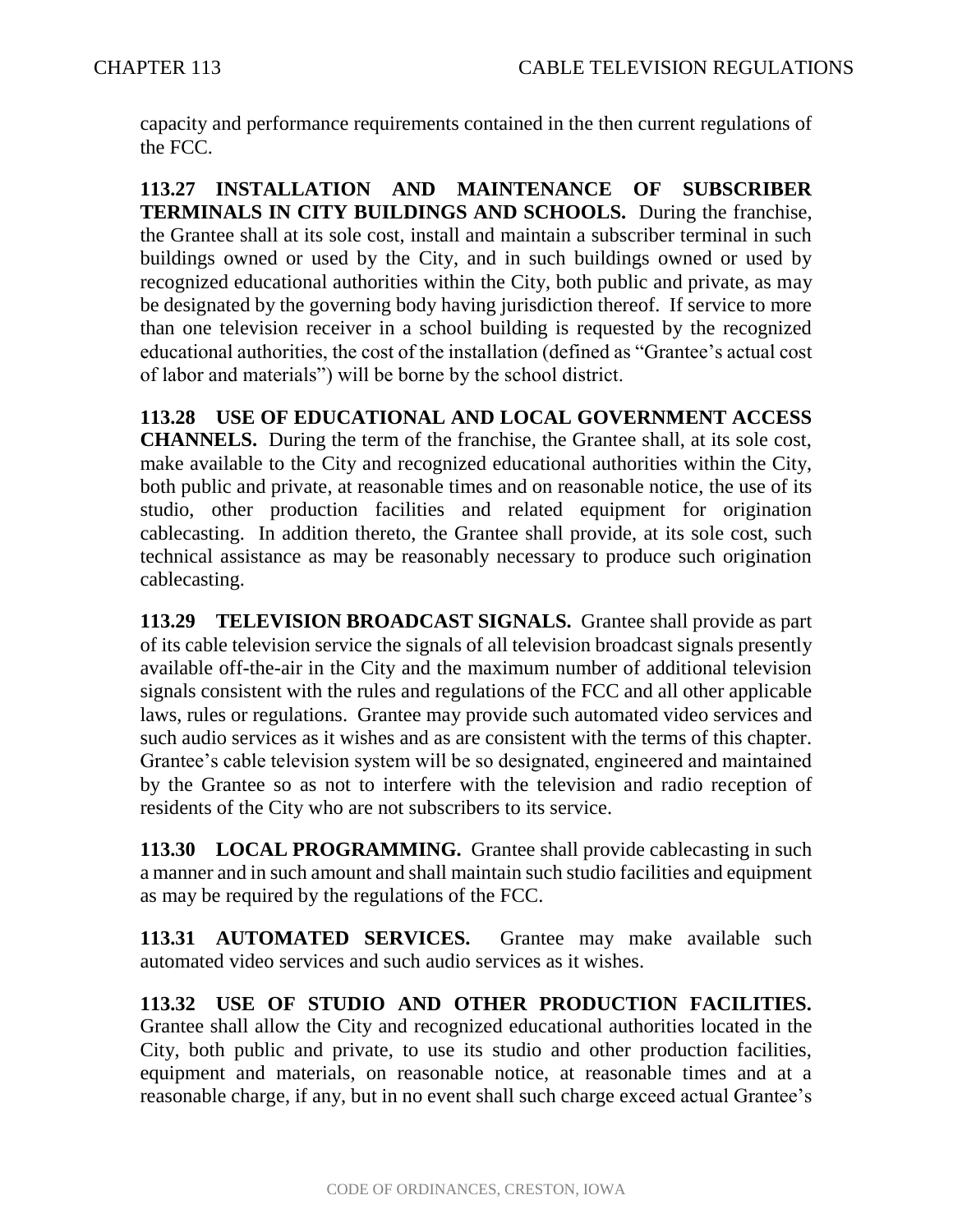capacity and performance requirements contained in the then current regulations of the FCC.

**113.27 INSTALLATION AND MAINTENANCE OF SUBSCRIBER TERMINALS IN CITY BUILDINGS AND SCHOOLS.** During the franchise, the Grantee shall at its sole cost, install and maintain a subscriber terminal in such buildings owned or used by the City, and in such buildings owned or used by recognized educational authorities within the City, both public and private, as may be designated by the governing body having jurisdiction thereof. If service to more than one television receiver in a school building is requested by the recognized educational authorities, the cost of the installation (defined as "Grantee's actual cost of labor and materials") will be borne by the school district.

**113.28 USE OF EDUCATIONAL AND LOCAL GOVERNMENT ACCESS CHANNELS.** During the term of the franchise, the Grantee shall, at its sole cost, make available to the City and recognized educational authorities within the City, both public and private, at reasonable times and on reasonable notice, the use of its studio, other production facilities and related equipment for origination cablecasting. In addition thereto, the Grantee shall provide, at its sole cost, such technical assistance as may be reasonably necessary to produce such origination cablecasting.

**113.29 TELEVISION BROADCAST SIGNALS.** Grantee shall provide as part of its cable television service the signals of all television broadcast signals presently available off-the-air in the City and the maximum number of additional television signals consistent with the rules and regulations of the FCC and all other applicable laws, rules or regulations. Grantee may provide such automated video services and such audio services as it wishes and as are consistent with the terms of this chapter. Grantee's cable television system will be so designated, engineered and maintained by the Grantee so as not to interfere with the television and radio reception of residents of the City who are not subscribers to its service.

**113.30 LOCAL PROGRAMMING.** Grantee shall provide cablecasting in such a manner and in such amount and shall maintain such studio facilities and equipment as may be required by the regulations of the FCC.

**113.31 AUTOMATED SERVICES.** Grantee may make available such automated video services and such audio services as it wishes.

**113.32 USE OF STUDIO AND OTHER PRODUCTION FACILITIES.** Grantee shall allow the City and recognized educational authorities located in the City, both public and private, to use its studio and other production facilities, equipment and materials, on reasonable notice, at reasonable times and at a reasonable charge, if any, but in no event shall such charge exceed actual Grantee's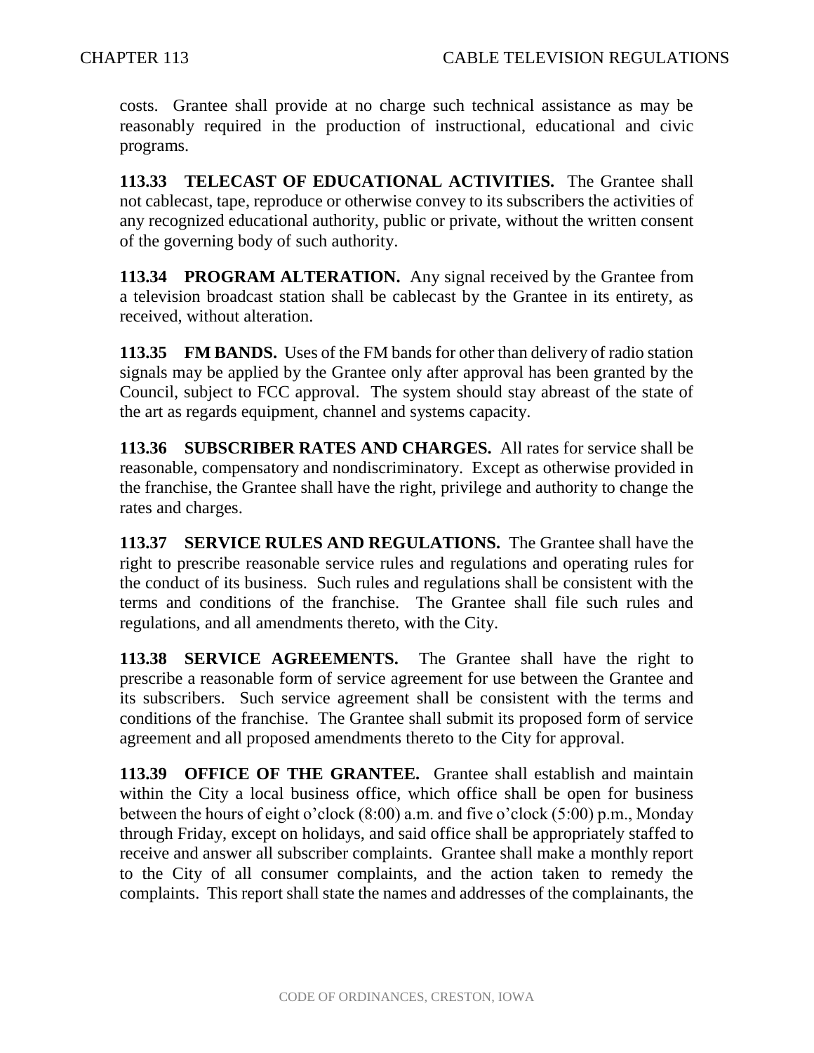costs. Grantee shall provide at no charge such technical assistance as may be reasonably required in the production of instructional, educational and civic programs.

**113.33 TELECAST OF EDUCATIONAL ACTIVITIES.** The Grantee shall not cablecast, tape, reproduce or otherwise convey to its subscribers the activities of any recognized educational authority, public or private, without the written consent of the governing body of such authority.

**113.34 PROGRAM ALTERATION.** Any signal received by the Grantee from a television broadcast station shall be cablecast by the Grantee in its entirety, as received, without alteration.

**113.35 FM BANDS.** Uses of the FM bands for other than delivery of radio station signals may be applied by the Grantee only after approval has been granted by the Council, subject to FCC approval. The system should stay abreast of the state of the art as regards equipment, channel and systems capacity.

**113.36 SUBSCRIBER RATES AND CHARGES.** All rates for service shall be reasonable, compensatory and nondiscriminatory. Except as otherwise provided in the franchise, the Grantee shall have the right, privilege and authority to change the rates and charges.

**113.37 SERVICE RULES AND REGULATIONS.** The Grantee shall have the right to prescribe reasonable service rules and regulations and operating rules for the conduct of its business. Such rules and regulations shall be consistent with the terms and conditions of the franchise. The Grantee shall file such rules and regulations, and all amendments thereto, with the City.

**113.38 SERVICE AGREEMENTS.** The Grantee shall have the right to prescribe a reasonable form of service agreement for use between the Grantee and its subscribers. Such service agreement shall be consistent with the terms and conditions of the franchise. The Grantee shall submit its proposed form of service agreement and all proposed amendments thereto to the City for approval.

**113.39 OFFICE OF THE GRANTEE.** Grantee shall establish and maintain within the City a local business office, which office shall be open for business between the hours of eight o'clock (8:00) a.m. and five o'clock (5:00) p.m., Monday through Friday, except on holidays, and said office shall be appropriately staffed to receive and answer all subscriber complaints. Grantee shall make a monthly report to the City of all consumer complaints, and the action taken to remedy the complaints. This report shall state the names and addresses of the complainants, the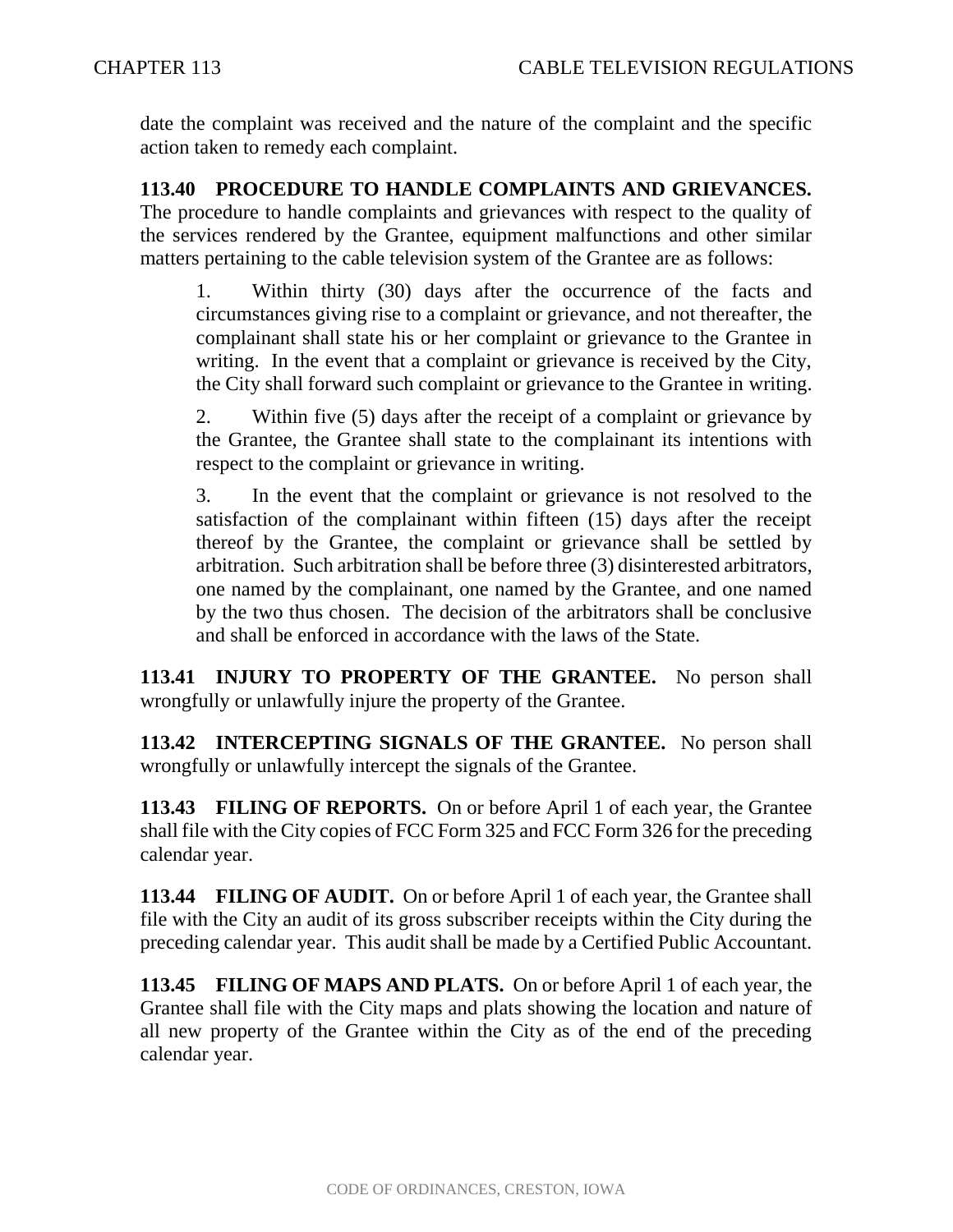date the complaint was received and the nature of the complaint and the specific action taken to remedy each complaint.

**113.40 PROCEDURE TO HANDLE COMPLAINTS AND GRIEVANCES.** The procedure to handle complaints and grievances with respect to the quality of the services rendered by the Grantee, equipment malfunctions and other similar matters pertaining to the cable television system of the Grantee are as follows:

1. Within thirty (30) days after the occurrence of the facts and circumstances giving rise to a complaint or grievance, and not thereafter, the complainant shall state his or her complaint or grievance to the Grantee in writing. In the event that a complaint or grievance is received by the City, the City shall forward such complaint or grievance to the Grantee in writing.

2. Within five (5) days after the receipt of a complaint or grievance by the Grantee, the Grantee shall state to the complainant its intentions with respect to the complaint or grievance in writing.

3. In the event that the complaint or grievance is not resolved to the satisfaction of the complainant within fifteen (15) days after the receipt thereof by the Grantee, the complaint or grievance shall be settled by arbitration. Such arbitration shall be before three (3) disinterested arbitrators, one named by the complainant, one named by the Grantee, and one named by the two thus chosen. The decision of the arbitrators shall be conclusive and shall be enforced in accordance with the laws of the State.

**113.41 INJURY TO PROPERTY OF THE GRANTEE.** No person shall wrongfully or unlawfully injure the property of the Grantee.

**113.42 INTERCEPTING SIGNALS OF THE GRANTEE.** No person shall wrongfully or unlawfully intercept the signals of the Grantee.

**113.43 FILING OF REPORTS.** On or before April 1 of each year, the Grantee shall file with the City copies of FCC Form 325 and FCC Form 326 for the preceding calendar year.

**113.44 FILING OF AUDIT.** On or before April 1 of each year, the Grantee shall file with the City an audit of its gross subscriber receipts within the City during the preceding calendar year. This audit shall be made by a Certified Public Accountant.

**113.45 FILING OF MAPS AND PLATS.** On or before April 1 of each year, the Grantee shall file with the City maps and plats showing the location and nature of all new property of the Grantee within the City as of the end of the preceding calendar year.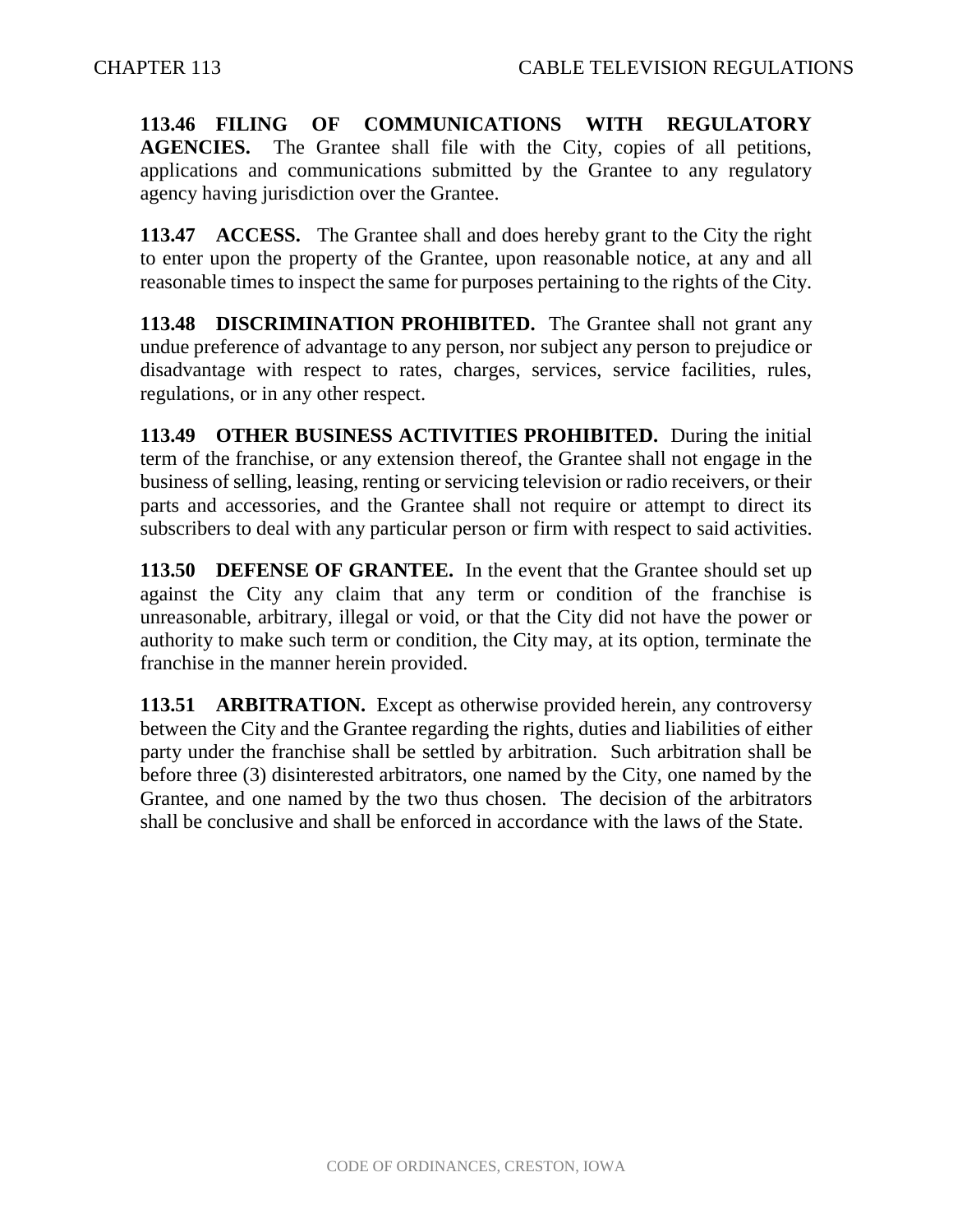**113.46 FILING OF COMMUNICATIONS WITH REGULATORY AGENCIES.** The Grantee shall file with the City, copies of all petitions, applications and communications submitted by the Grantee to any regulatory agency having jurisdiction over the Grantee.

**113.47 ACCESS.** The Grantee shall and does hereby grant to the City the right to enter upon the property of the Grantee, upon reasonable notice, at any and all reasonable times to inspect the same for purposes pertaining to the rights of the City.

**113.48 DISCRIMINATION PROHIBITED.** The Grantee shall not grant any undue preference of advantage to any person, nor subject any person to prejudice or disadvantage with respect to rates, charges, services, service facilities, rules, regulations, or in any other respect.

**113.49 OTHER BUSINESS ACTIVITIES PROHIBITED.** During the initial term of the franchise, or any extension thereof, the Grantee shall not engage in the business of selling, leasing, renting or servicing television or radio receivers, or their parts and accessories, and the Grantee shall not require or attempt to direct its subscribers to deal with any particular person or firm with respect to said activities.

**113.50 DEFENSE OF GRANTEE.** In the event that the Grantee should set up against the City any claim that any term or condition of the franchise is unreasonable, arbitrary, illegal or void, or that the City did not have the power or authority to make such term or condition, the City may, at its option, terminate the franchise in the manner herein provided.

**113.51 ARBITRATION.** Except as otherwise provided herein, any controversy between the City and the Grantee regarding the rights, duties and liabilities of either party under the franchise shall be settled by arbitration. Such arbitration shall be before three (3) disinterested arbitrators, one named by the City, one named by the Grantee, and one named by the two thus chosen. The decision of the arbitrators shall be conclusive and shall be enforced in accordance with the laws of the State.